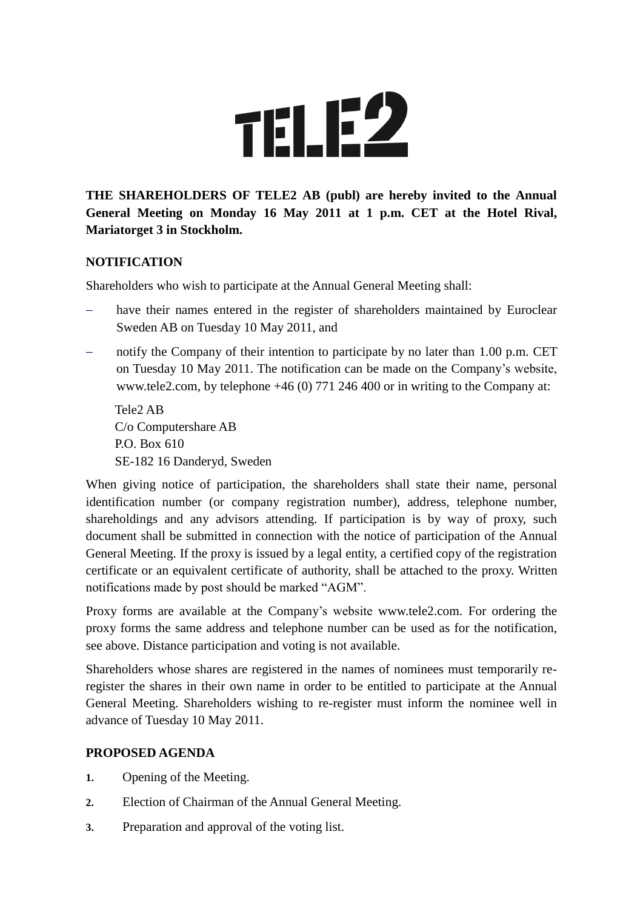TELE2

**THE SHAREHOLDERS OF TELE2 AB (publ) are hereby invited to the Annual General Meeting on Monday 16 May 2011 at 1 p.m. CET at the Hotel Rival, Mariatorget 3 in Stockholm.**

**NOTIFICATION**

Shareholders who wish to participate at the Annual General Meeting shall:

- have their names entered in the register of shareholders maintained by Euroclear Sweden AB on Tuesday 10 May 2011, and
- notify the Company of their intention to participate by no later than 1.00 p.m. CET on Tuesday 10 May 2011. The notification can be made on the Company's website, www.tele2.com, by telephone +46 (0) 771 246 400 or in writing to the Company at:

  Tele2 AB
  C/o Computershare AB
  P.O. Box 610
  SE-182 16 Danderyd, Sweden

When giving notice of participation, the shareholders shall state their name, personal identification number (or company registration number), address, telephone number, shareholdings and any advisors attending. If participation is by way of proxy, such document shall be submitted in connection with the notice of participation of the Annual General Meeting. If the proxy is issued by a legal entity, a certified copy of the registration certificate or an equivalent certificate of authority, shall be attached to the proxy. Written notifications made by post should be marked "AGM".

Proxy forms are available at the Company's website www.tele2.com. For ordering the proxy forms the same address and telephone number can be used as for the notification, see above. Distance participation and voting is not available.

Shareholders whose shares are registered in the names of nominees must temporarily re-register the shares in their own name in order to be entitled to participate at the Annual General Meeting. Shareholders wishing to re-register must inform the nominee well in advance of Tuesday 10 May 2011.

**PROPOSED AGENDA**

1. Opening of the Meeting.
2. Election of Chairman of the Annual General Meeting.
3. Preparation and approval of the voting list.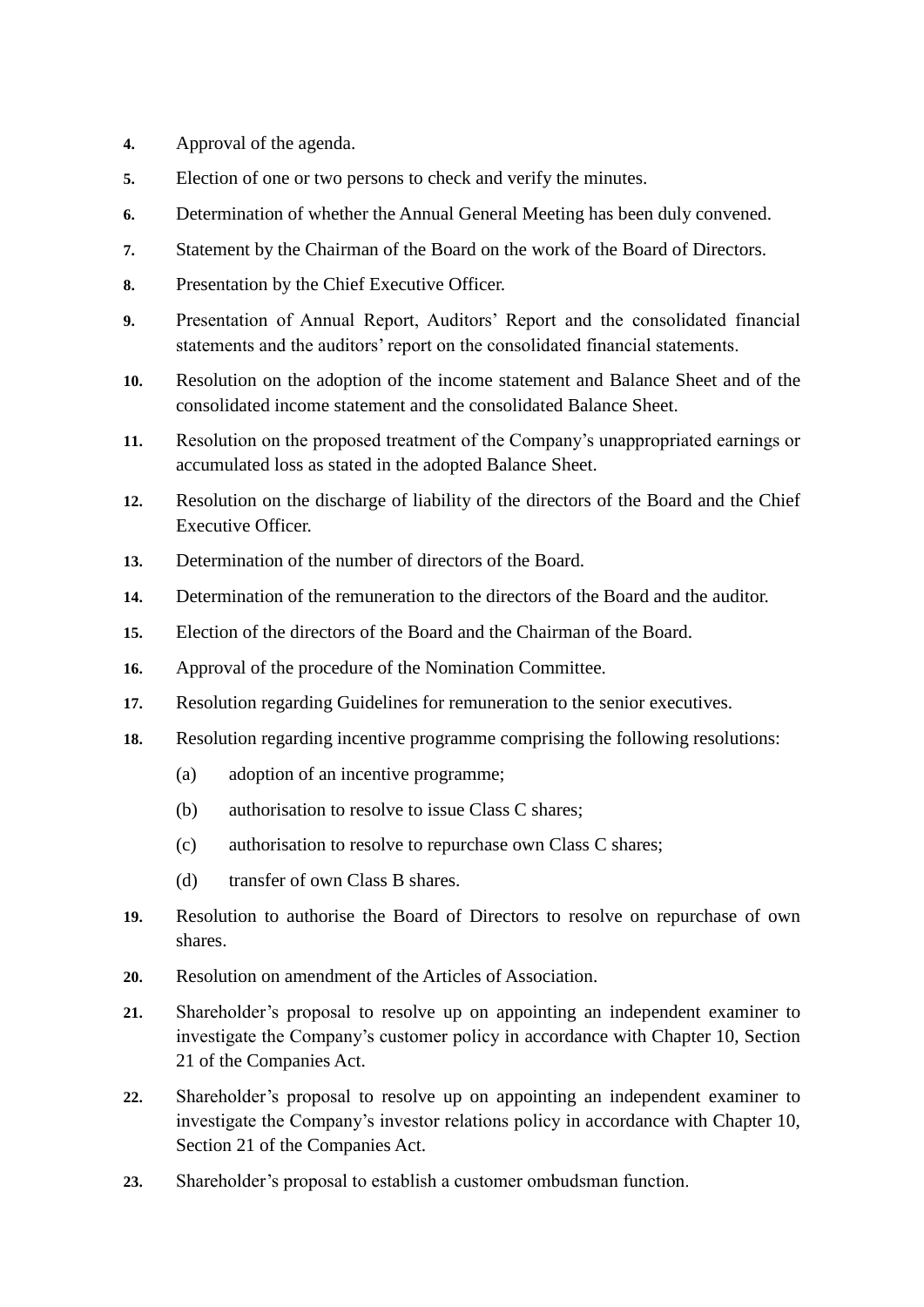4. Approval of the agenda.
5. Election of one or two persons to check and verify the minutes.
6. Determination of whether the Annual General Meeting has been duly convened.
7. Statement by the Chairman of the Board on the work of the Board of Directors.
8. Presentation by the Chief Executive Officer.
9. Presentation of Annual Report, Auditors' Report and the consolidated financial statements and the auditors' report on the consolidated financial statements.
10. Resolution on the adoption of the income statement and Balance Sheet and of the consolidated income statement and the consolidated Balance Sheet.
11. Resolution on the proposed treatment of the Company's unappropriated earnings or accumulated loss as stated in the adopted Balance Sheet.
12. Resolution on the discharge of liability of the directors of the Board and the Chief Executive Officer.
13. Determination of the number of directors of the Board.
14. Determination of the remuneration to the directors of the Board and the auditor.
15. Election of the directors of the Board and the Chairman of the Board.
16. Approval of the procedure of the Nomination Committee.
17. Resolution regarding Guidelines for remuneration to the senior executives.
18. Resolution regarding incentive programme comprising the following resolutions:
    - (a) adoption of an incentive programme;
    - (b) authorisation to resolve to issue Class C shares;
    - (c) authorisation to resolve to repurchase own Class C shares;
    - (d) transfer of own Class B shares.
19. Resolution to authorise the Board of Directors to resolve on repurchase of own shares.
20. Resolution on amendment of the Articles of Association.
21. Shareholder's proposal to resolve up on appointing an independent examiner to investigate the Company's customer policy in accordance with Chapter 10, Section 21 of the Companies Act.
22. Shareholder's proposal to resolve up on appointing an independent examiner to investigate the Company's investor relations policy in accordance with Chapter 10, Section 21 of the Companies Act.
23. Shareholder's proposal to establish a customer ombudsman function.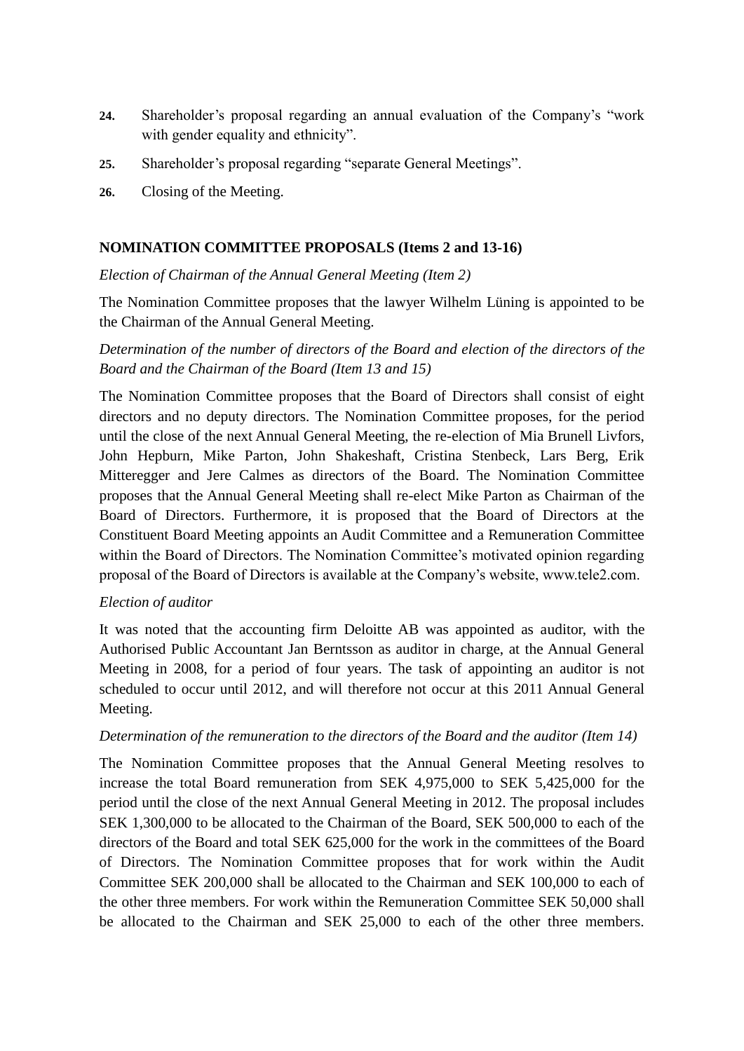24. Shareholder's proposal regarding an annual evaluation of the Company's "work with gender equality and ethnicity".
25. Shareholder's proposal regarding "separate General Meetings".
26. Closing of the Meeting.

**NOMINATION COMMITTEE PROPOSALS (Items 2 and 13-16)**

*Election of Chairman of the Annual General Meeting (Item 2)*

The Nomination Committee proposes that the lawyer Wilhelm Lüning is appointed to be the Chairman of the Annual General Meeting.

*Determination of the number of directors of the Board and election of the directors of the Board and the Chairman of the Board (Item 13 and 15)*

The Nomination Committee proposes that the Board of Directors shall consist of eight directors and no deputy directors. The Nomination Committee proposes, for the period until the close of the next Annual General Meeting, the re-election of Mia Brunell Livfors, John Hepburn, Mike Parton, John Shakeshaft, Cristina Stenbeck, Lars Berg, Erik Mitteregger and Jere Calmes as directors of the Board. The Nomination Committee proposes that the Annual General Meeting shall re-elect Mike Parton as Chairman of the Board of Directors. Furthermore, it is proposed that the Board of Directors at the Constituent Board Meeting appoints an Audit Committee and a Remuneration Committee within the Board of Directors. The Nomination Committee's motivated opinion regarding proposal of the Board of Directors is available at the Company's website, www.tele2.com.

*Election of auditor*

It was noted that the accounting firm Deloitte AB was appointed as auditor, with the Authorised Public Accountant Jan Berntsson as auditor in charge, at the Annual General Meeting in 2008, for a period of four years. The task of appointing an auditor is not scheduled to occur until 2012, and will therefore not occur at this 2011 Annual General Meeting.

*Determination of the remuneration to the directors of the Board and the auditor (Item 14)*

The Nomination Committee proposes that the Annual General Meeting resolves to increase the total Board remuneration from SEK 4,975,000 to SEK 5,425,000 for the period until the close of the next Annual General Meeting in 2012. The proposal includes SEK 1,300,000 to be allocated to the Chairman of the Board, SEK 500,000 to each of the directors of the Board and total SEK 625,000 for the work in the committees of the Board of Directors. The Nomination Committee proposes that for work within the Audit Committee SEK 200,000 shall be allocated to the Chairman and SEK 100,000 to each of the other three members. For work within the Remuneration Committee SEK 50,000 shall be allocated to the Chairman and SEK 25,000 to each of the other three members.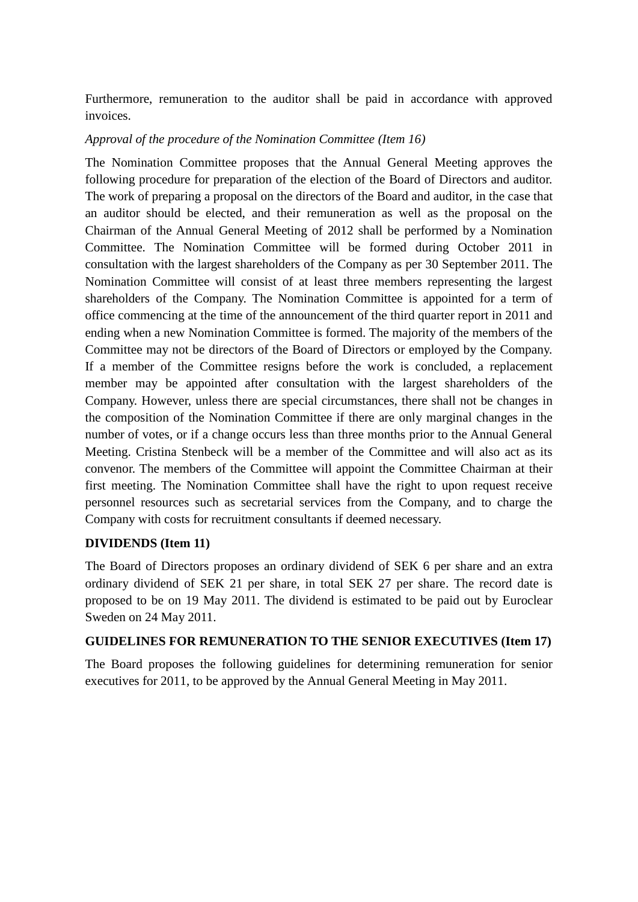Furthermore, remuneration to the auditor shall be paid in accordance with approved invoices.

*Approval of the procedure of the Nomination Committee (Item 16)*

The Nomination Committee proposes that the Annual General Meeting approves the following procedure for preparation of the election of the Board of Directors and auditor. The work of preparing a proposal on the directors of the Board and auditor, in the case that an auditor should be elected, and their remuneration as well as the proposal on the Chairman of the Annual General Meeting of 2012 shall be performed by a Nomination Committee. The Nomination Committee will be formed during October 2011 in consultation with the largest shareholders of the Company as per 30 September 2011. The Nomination Committee will consist of at least three members representing the largest shareholders of the Company. The Nomination Committee is appointed for a term of office commencing at the time of the announcement of the third quarter report in 2011 and ending when a new Nomination Committee is formed. The majority of the members of the Committee may not be directors of the Board of Directors or employed by the Company. If a member of the Committee resigns before the work is concluded, a replacement member may be appointed after consultation with the largest shareholders of the Company. However, unless there are special circumstances, there shall not be changes in the composition of the Nomination Committee if there are only marginal changes in the number of votes, or if a change occurs less than three months prior to the Annual General Meeting. Cristina Stenbeck will be a member of the Committee and will also act as its convenor. The members of the Committee will appoint the Committee Chairman at their first meeting. The Nomination Committee shall have the right to upon request receive personnel resources such as secretarial services from the Company, and to charge the Company with costs for recruitment consultants if deemed necessary.

**DIVIDENDS (Item 11)**

The Board of Directors proposes an ordinary dividend of SEK 6 per share and an extra ordinary dividend of SEK 21 per share, in total SEK 27 per share. The record date is proposed to be on 19 May 2011. The dividend is estimated to be paid out by Euroclear Sweden on 24 May 2011.

**GUIDELINES FOR REMUNERATION TO THE SENIOR EXECUTIVES (Item 17)**

The Board proposes the following guidelines for determining remuneration for senior executives for 2011, to be approved by the Annual General Meeting in May 2011.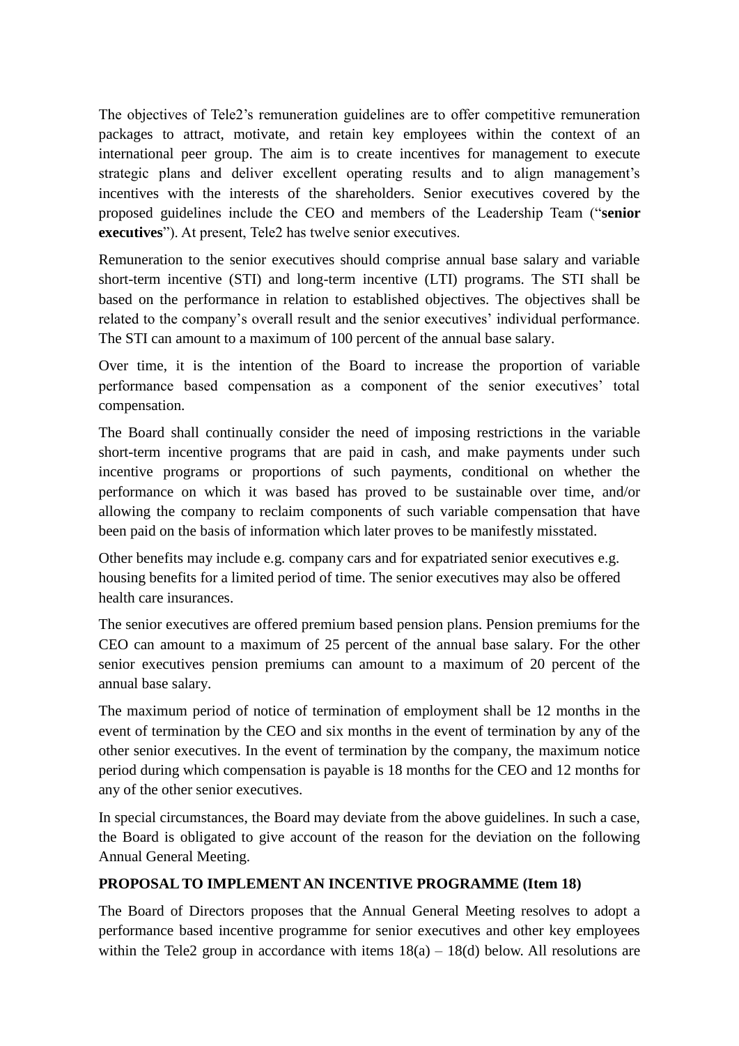The objectives of Tele2's remuneration guidelines are to offer competitive remuneration packages to attract, motivate, and retain key employees within the context of an international peer group. The aim is to create incentives for management to execute strategic plans and deliver excellent operating results and to align management's incentives with the interests of the shareholders. Senior executives covered by the proposed guidelines include the CEO and members of the Leadership Team ("**senior executives**"). At present, Tele2 has twelve senior executives.

Remuneration to the senior executives should comprise annual base salary and variable short-term incentive (STI) and long-term incentive (LTI) programs. The STI shall be based on the performance in relation to established objectives. The objectives shall be related to the company's overall result and the senior executives' individual performance. The STI can amount to a maximum of 100 percent of the annual base salary.

Over time, it is the intention of the Board to increase the proportion of variable performance based compensation as a component of the senior executives' total compensation.

The Board shall continually consider the need of imposing restrictions in the variable short-term incentive programs that are paid in cash, and make payments under such incentive programs or proportions of such payments, conditional on whether the performance on which it was based has proved to be sustainable over time, and/or allowing the company to reclaim components of such variable compensation that have been paid on the basis of information which later proves to be manifestly misstated.

Other benefits may include e.g. company cars and for expatriated senior executives e.g. housing benefits for a limited period of time. The senior executives may also be offered health care insurances.

The senior executives are offered premium based pension plans. Pension premiums for the CEO can amount to a maximum of 25 percent of the annual base salary. For the other senior executives pension premiums can amount to a maximum of 20 percent of the annual base salary.

The maximum period of notice of termination of employment shall be 12 months in the event of termination by the CEO and six months in the event of termination by any of the other senior executives. In the event of termination by the company, the maximum notice period during which compensation is payable is 18 months for the CEO and 12 months for any of the other senior executives.

In special circumstances, the Board may deviate from the above guidelines. In such a case, the Board is obligated to give account of the reason for the deviation on the following Annual General Meeting.

**PROPOSAL TO IMPLEMENT AN INCENTIVE PROGRAMME (Item 18)**

The Board of Directors proposes that the Annual General Meeting resolves to adopt a performance based incentive programme for senior executives and other key employees within the Tele2 group in accordance with items 18(a) – 18(d) below. All resolutions are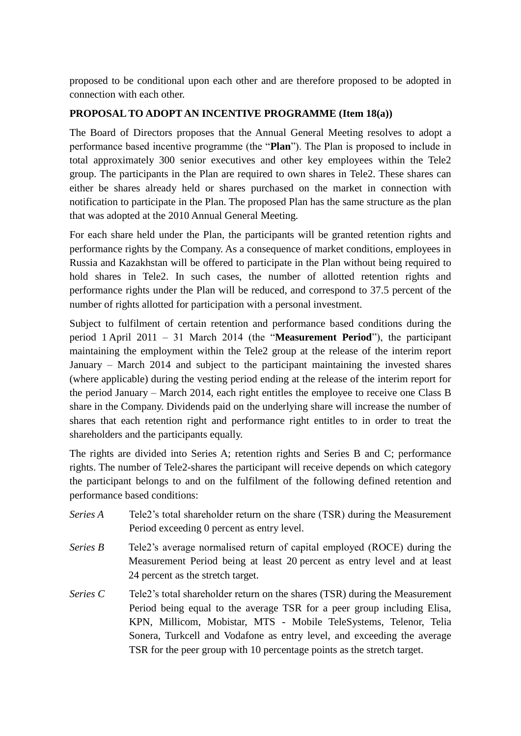proposed to be conditional upon each other and are therefore proposed to be adopted in connection with each other.

**PROPOSAL TO ADOPT AN INCENTIVE PROGRAMME (Item 18(a))**

The Board of Directors proposes that the Annual General Meeting resolves to adopt a performance based incentive programme (the "**Plan**"). The Plan is proposed to include in total approximately 300 senior executives and other key employees within the Tele2 group. The participants in the Plan are required to own shares in Tele2. These shares can either be shares already held or shares purchased on the market in connection with notification to participate in the Plan. The proposed Plan has the same structure as the plan that was adopted at the 2010 Annual General Meeting.

For each share held under the Plan, the participants will be granted retention rights and performance rights by the Company. As a consequence of market conditions, employees in Russia and Kazakhstan will be offered to participate in the Plan without being required to hold shares in Tele2. In such cases, the number of allotted retention rights and performance rights under the Plan will be reduced, and correspond to 37.5 percent of the number of rights allotted for participation with a personal investment.

Subject to fulfilment of certain retention and performance based conditions during the period 1 April 2011 – 31 March 2014 (the "**Measurement Period**"), the participant maintaining the employment within the Tele2 group at the release of the interim report January – March 2014 and subject to the participant maintaining the invested shares (where applicable) during the vesting period ending at the release of the interim report for the period January – March 2014, each right entitles the employee to receive one Class B share in the Company. Dividends paid on the underlying share will increase the number of shares that each retention right and performance right entitles to in order to treat the shareholders and the participants equally.

The rights are divided into Series A; retention rights and Series B and C; performance rights. The number of Tele2-shares the participant will receive depends on which category the participant belongs to and on the fulfilment of the following defined retention and performance based conditions:

*Series A* Tele2's total shareholder return on the share (TSR) during the Measurement Period exceeding 0 percent as entry level.

*Series B* Tele2's average normalised return of capital employed (ROCE) during the Measurement Period being at least 20 percent as entry level and at least 24 percent as the stretch target.

*Series C* Tele2's total shareholder return on the shares (TSR) during the Measurement Period being equal to the average TSR for a peer group including Elisa, KPN, Millicom, Mobistar, MTS - Mobile TeleSystems, Telenor, Telia Sonera, Turkcell and Vodafone as entry level, and exceeding the average TSR for the peer group with 10 percentage points as the stretch target.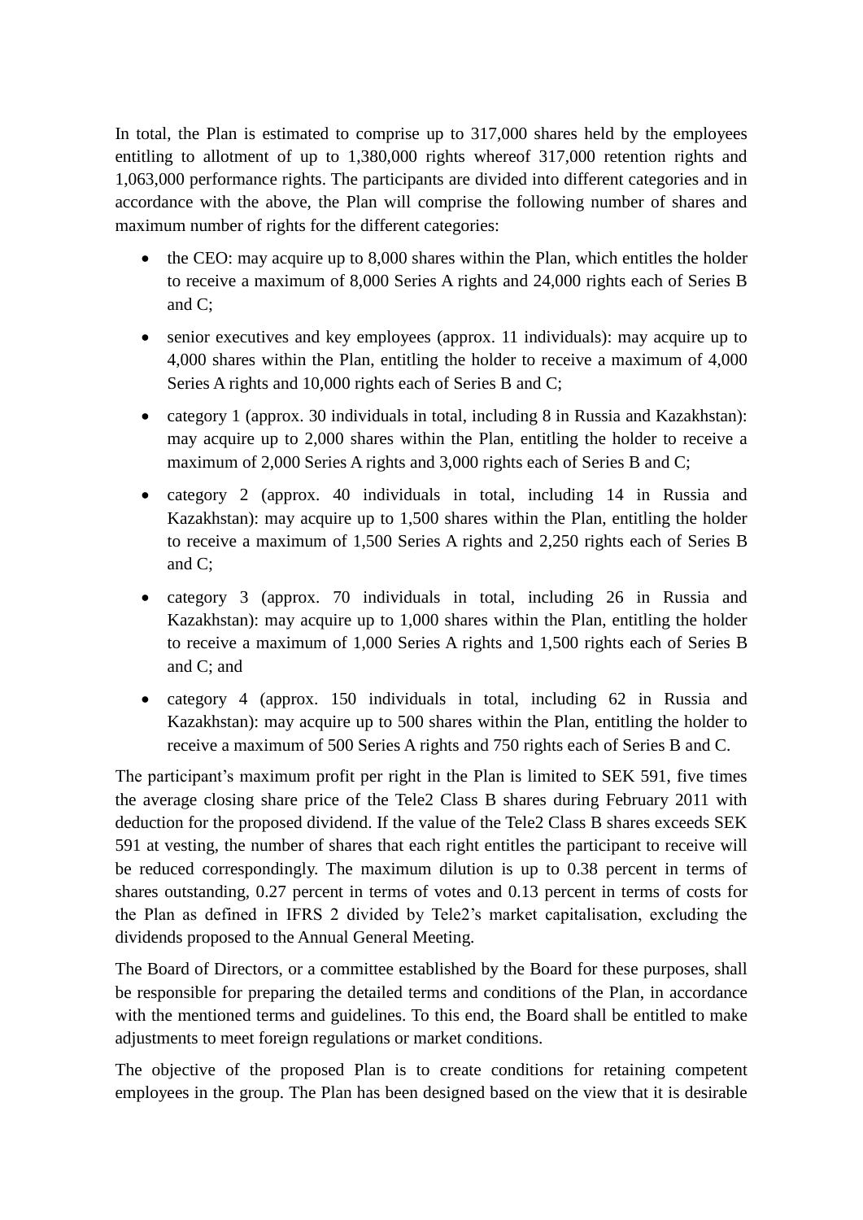In total, the Plan is estimated to comprise up to 317,000 shares held by the employees entitling to allotment of up to 1,380,000 rights whereof 317,000 retention rights and 1,063,000 performance rights. The participants are divided into different categories and in accordance with the above, the Plan will comprise the following number of shares and maximum number of rights for the different categories:

- the CEO: may acquire up to 8,000 shares within the Plan, which entitles the holder to receive a maximum of 8,000 Series A rights and 24,000 rights each of Series B and C;
- senior executives and key employees (approx. 11 individuals): may acquire up to 4,000 shares within the Plan, entitling the holder to receive a maximum of 4,000 Series A rights and 10,000 rights each of Series B and C;
- category 1 (approx. 30 individuals in total, including 8 in Russia and Kazakhstan): may acquire up to 2,000 shares within the Plan, entitling the holder to receive a maximum of 2,000 Series A rights and 3,000 rights each of Series B and C;
- category 2 (approx. 40 individuals in total, including 14 in Russia and Kazakhstan): may acquire up to 1,500 shares within the Plan, entitling the holder to receive a maximum of 1,500 Series A rights and 2,250 rights each of Series B and C;
- category 3 (approx. 70 individuals in total, including 26 in Russia and Kazakhstan): may acquire up to 1,000 shares within the Plan, entitling the holder to receive a maximum of 1,000 Series A rights and 1,500 rights each of Series B and C; and
- category 4 (approx. 150 individuals in total, including 62 in Russia and Kazakhstan): may acquire up to 500 shares within the Plan, entitling the holder to receive a maximum of 500 Series A rights and 750 rights each of Series B and C.

The participant's maximum profit per right in the Plan is limited to SEK 591, five times the average closing share price of the Tele2 Class B shares during February 2011 with deduction for the proposed dividend. If the value of the Tele2 Class B shares exceeds SEK 591 at vesting, the number of shares that each right entitles the participant to receive will be reduced correspondingly. The maximum dilution is up to 0.38 percent in terms of shares outstanding, 0.27 percent in terms of votes and 0.13 percent in terms of costs for the Plan as defined in IFRS 2 divided by Tele2's market capitalisation, excluding the dividends proposed to the Annual General Meeting.

The Board of Directors, or a committee established by the Board for these purposes, shall be responsible for preparing the detailed terms and conditions of the Plan, in accordance with the mentioned terms and guidelines. To this end, the Board shall be entitled to make adjustments to meet foreign regulations or market conditions.

The objective of the proposed Plan is to create conditions for retaining competent employees in the group. The Plan has been designed based on the view that it is desirable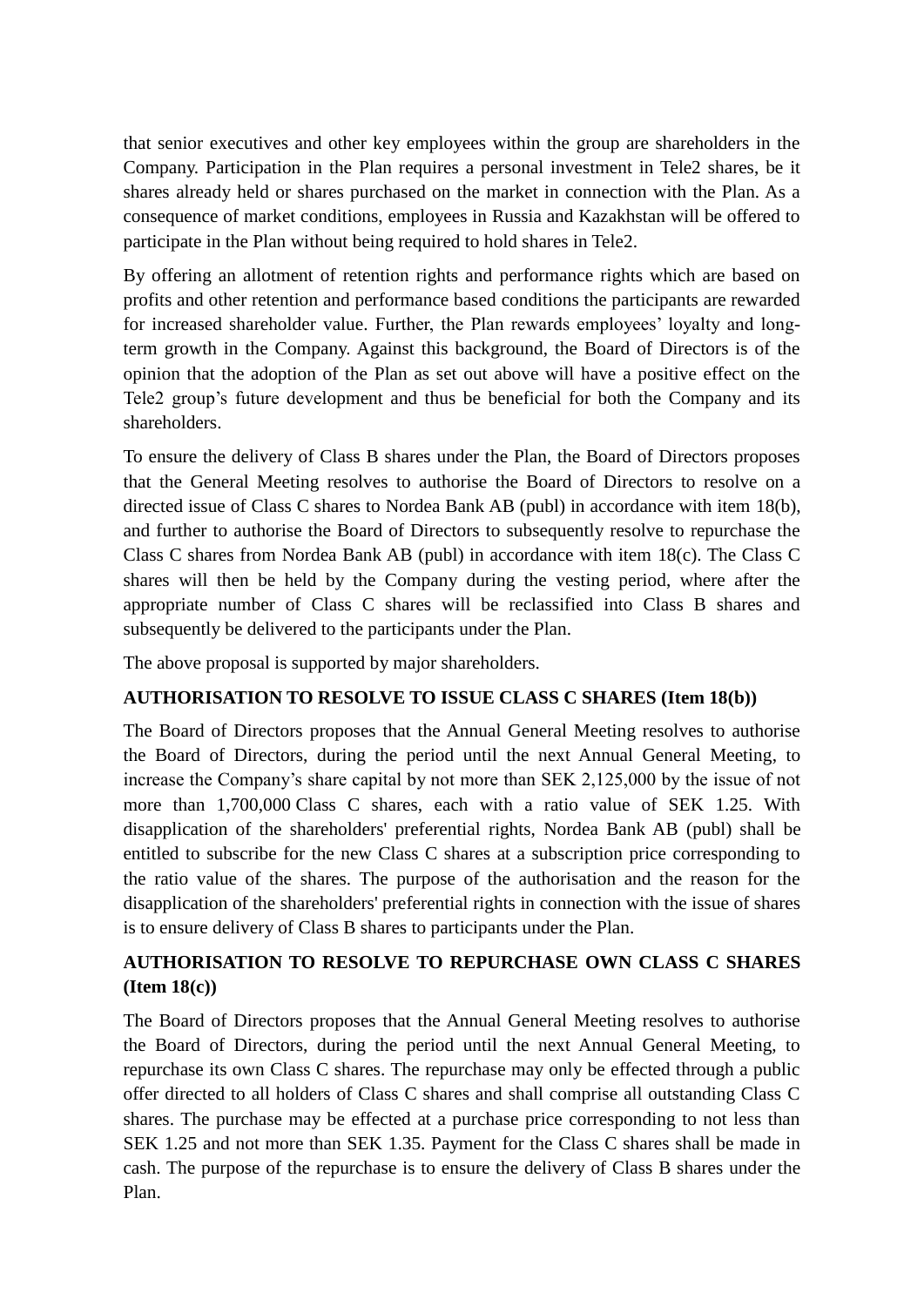that senior executives and other key employees within the group are shareholders in the Company. Participation in the Plan requires a personal investment in Tele2 shares, be it shares already held or shares purchased on the market in connection with the Plan. As a consequence of market conditions, employees in Russia and Kazakhstan will be offered to participate in the Plan without being required to hold shares in Tele2.

By offering an allotment of retention rights and performance rights which are based on profits and other retention and performance based conditions the participants are rewarded for increased shareholder value. Further, the Plan rewards employees' loyalty and long-term growth in the Company. Against this background, the Board of Directors is of the opinion that the adoption of the Plan as set out above will have a positive effect on the Tele2 group's future development and thus be beneficial for both the Company and its shareholders.

To ensure the delivery of Class B shares under the Plan, the Board of Directors proposes that the General Meeting resolves to authorise the Board of Directors to resolve on a directed issue of Class C shares to Nordea Bank AB (publ) in accordance with item 18(b), and further to authorise the Board of Directors to subsequently resolve to repurchase the Class C shares from Nordea Bank AB (publ) in accordance with item 18(c). The Class C shares will then be held by the Company during the vesting period, where after the appropriate number of Class C shares will be reclassified into Class B shares and subsequently be delivered to the participants under the Plan.

The above proposal is supported by major shareholders.

**AUTHORISATION TO RESOLVE TO ISSUE CLASS C SHARES (Item 18(b))**

The Board of Directors proposes that the Annual General Meeting resolves to authorise the Board of Directors, during the period until the next Annual General Meeting, to increase the Company's share capital by not more than SEK 2,125,000 by the issue of not more than 1,700,000 Class C shares, each with a ratio value of SEK 1.25. With disapplication of the shareholders' preferential rights, Nordea Bank AB (publ) shall be entitled to subscribe for the new Class C shares at a subscription price corresponding to the ratio value of the shares. The purpose of the authorisation and the reason for the disapplication of the shareholders' preferential rights in connection with the issue of shares is to ensure delivery of Class B shares to participants under the Plan.

**AUTHORISATION TO RESOLVE TO REPURCHASE OWN CLASS C SHARES (Item 18(c))**

The Board of Directors proposes that the Annual General Meeting resolves to authorise the Board of Directors, during the period until the next Annual General Meeting, to repurchase its own Class C shares. The repurchase may only be effected through a public offer directed to all holders of Class C shares and shall comprise all outstanding Class C shares. The purchase may be effected at a purchase price corresponding to not less than SEK 1.25 and not more than SEK 1.35. Payment for the Class C shares shall be made in cash. The purpose of the repurchase is to ensure the delivery of Class B shares under the Plan.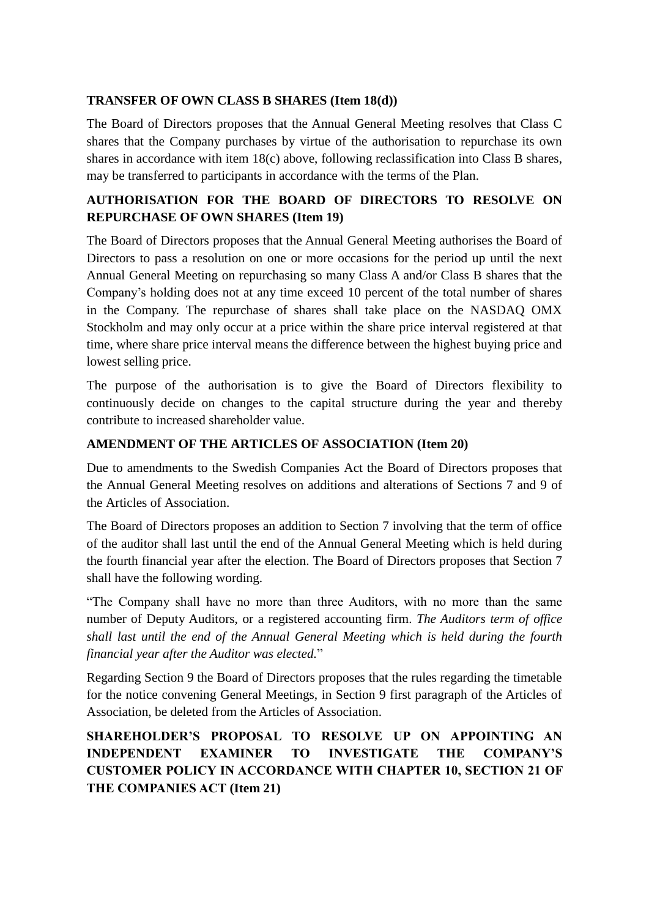**TRANSFER OF OWN CLASS B SHARES (Item 18(d))**

The Board of Directors proposes that the Annual General Meeting resolves that Class C shares that the Company purchases by virtue of the authorisation to repurchase its own shares in accordance with item 18(c) above, following reclassification into Class B shares, may be transferred to participants in accordance with the terms of the Plan.

**AUTHORISATION FOR THE BOARD OF DIRECTORS TO RESOLVE ON REPURCHASE OF OWN SHARES (Item 19)**

The Board of Directors proposes that the Annual General Meeting authorises the Board of Directors to pass a resolution on one or more occasions for the period up until the next Annual General Meeting on repurchasing so many Class A and/or Class B shares that the Company's holding does not at any time exceed 10 percent of the total number of shares in the Company. The repurchase of shares shall take place on the NASDAQ OMX Stockholm and may only occur at a price within the share price interval registered at that time, where share price interval means the difference between the highest buying price and lowest selling price.

The purpose of the authorisation is to give the Board of Directors flexibility to continuously decide on changes to the capital structure during the year and thereby contribute to increased shareholder value.

**AMENDMENT OF THE ARTICLES OF ASSOCIATION (Item 20)**

Due to amendments to the Swedish Companies Act the Board of Directors proposes that the Annual General Meeting resolves on additions and alterations of Sections 7 and 9 of the Articles of Association.

The Board of Directors proposes an addition to Section 7 involving that the term of office of the auditor shall last until the end of the Annual General Meeting which is held during the fourth financial year after the election. The Board of Directors proposes that Section 7 shall have the following wording.

"The Company shall have no more than three Auditors, with no more than the same number of Deputy Auditors, or a registered accounting firm. *The Auditors term of office shall last until the end of the Annual General Meeting which is held during the fourth financial year after the Auditor was elected.*"

Regarding Section 9 the Board of Directors proposes that the rules regarding the timetable for the notice convening General Meetings, in Section 9 first paragraph of the Articles of Association, be deleted from the Articles of Association.

**SHAREHOLDER'S PROPOSAL TO RESOLVE UP ON APPOINTING AN INDEPENDENT EXAMINER TO INVESTIGATE THE COMPANY'S CUSTOMER POLICY IN ACCORDANCE WITH CHAPTER 10, SECTION 21 OF THE COMPANIES ACT (Item 21)**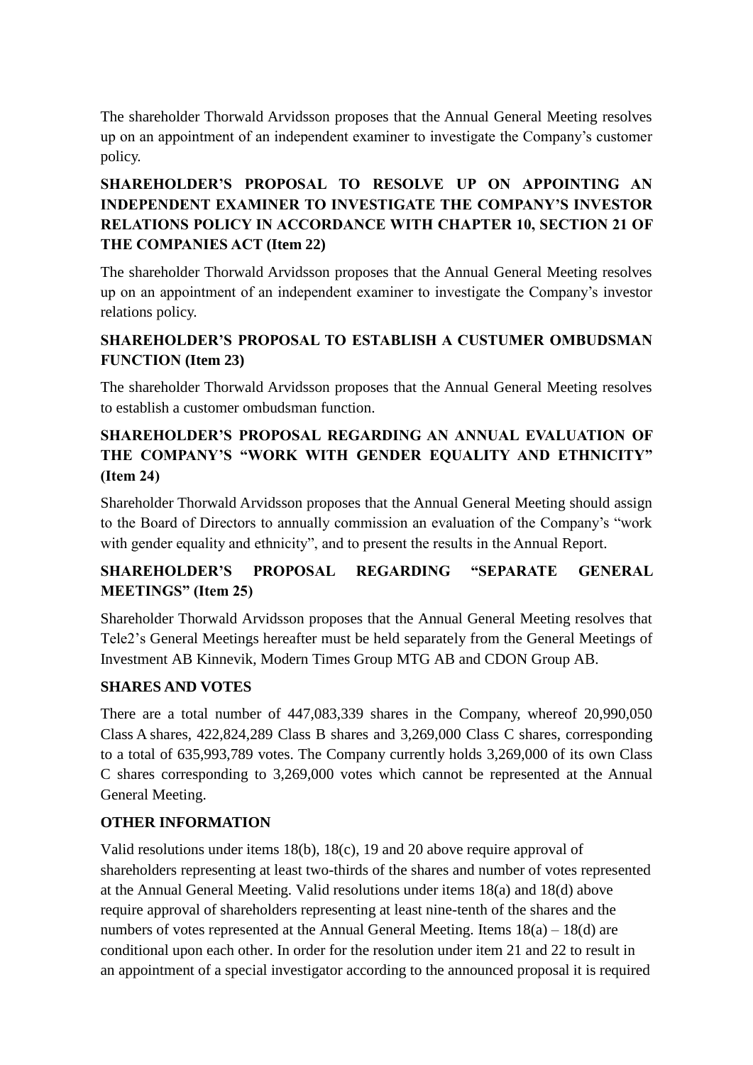The shareholder Thorwald Arvidsson proposes that the Annual General Meeting resolves up on an appointment of an independent examiner to investigate the Company's customer policy.

## SHAREHOLDER'S PROPOSAL TO RESOLVE UP ON APPOINTING AN INDEPENDENT EXAMINER TO INVESTIGATE THE COMPANY'S INVESTOR RELATIONS POLICY IN ACCORDANCE WITH CHAPTER 10, SECTION 21 OF THE COMPANIES ACT (Item 22)

The shareholder Thorwald Arvidsson proposes that the Annual General Meeting resolves up on an appointment of an independent examiner to investigate the Company's investor relations policy.

## SHAREHOLDER'S PROPOSAL TO ESTABLISH A CUSTUMER OMBUDSMAN FUNCTION (Item 23)

The shareholder Thorwald Arvidsson proposes that the Annual General Meeting resolves to establish a customer ombudsman function.

## SHAREHOLDER'S PROPOSAL REGARDING AN ANNUAL EVALUATION OF THE COMPANY'S "WORK WITH GENDER EQUALITY AND ETHNICITY" (Item 24)

Shareholder Thorwald Arvidsson proposes that the Annual General Meeting should assign to the Board of Directors to annually commission an evaluation of the Company's "work with gender equality and ethnicity", and to present the results in the Annual Report.

## SHAREHOLDER'S PROPOSAL REGARDING "SEPARATE GENERAL MEETINGS" (Item 25)

Shareholder Thorwald Arvidsson proposes that the Annual General Meeting resolves that Tele2's General Meetings hereafter must be held separately from the General Meetings of Investment AB Kinnevik, Modern Times Group MTG AB and CDON Group AB.

## SHARES AND VOTES

There are a total number of 447,083,339 shares in the Company, whereof 20,990,050 Class A shares, 422,824,289 Class B shares and 3,269,000 Class C shares, corresponding to a total of 635,993,789 votes. The Company currently holds 3,269,000 of its own Class C shares corresponding to 3,269,000 votes which cannot be represented at the Annual General Meeting.

## OTHER INFORMATION

Valid resolutions under items 18(b), 18(c), 19 and 20 above require approval of shareholders representing at least two-thirds of the shares and number of votes represented at the Annual General Meeting. Valid resolutions under items 18(a) and 18(d) above require approval of shareholders representing at least nine-tenth of the shares and the numbers of votes represented at the Annual General Meeting. Items 18(a) – 18(d) are conditional upon each other. In order for the resolution under item 21 and 22 to result in an appointment of a special investigator according to the announced proposal it is required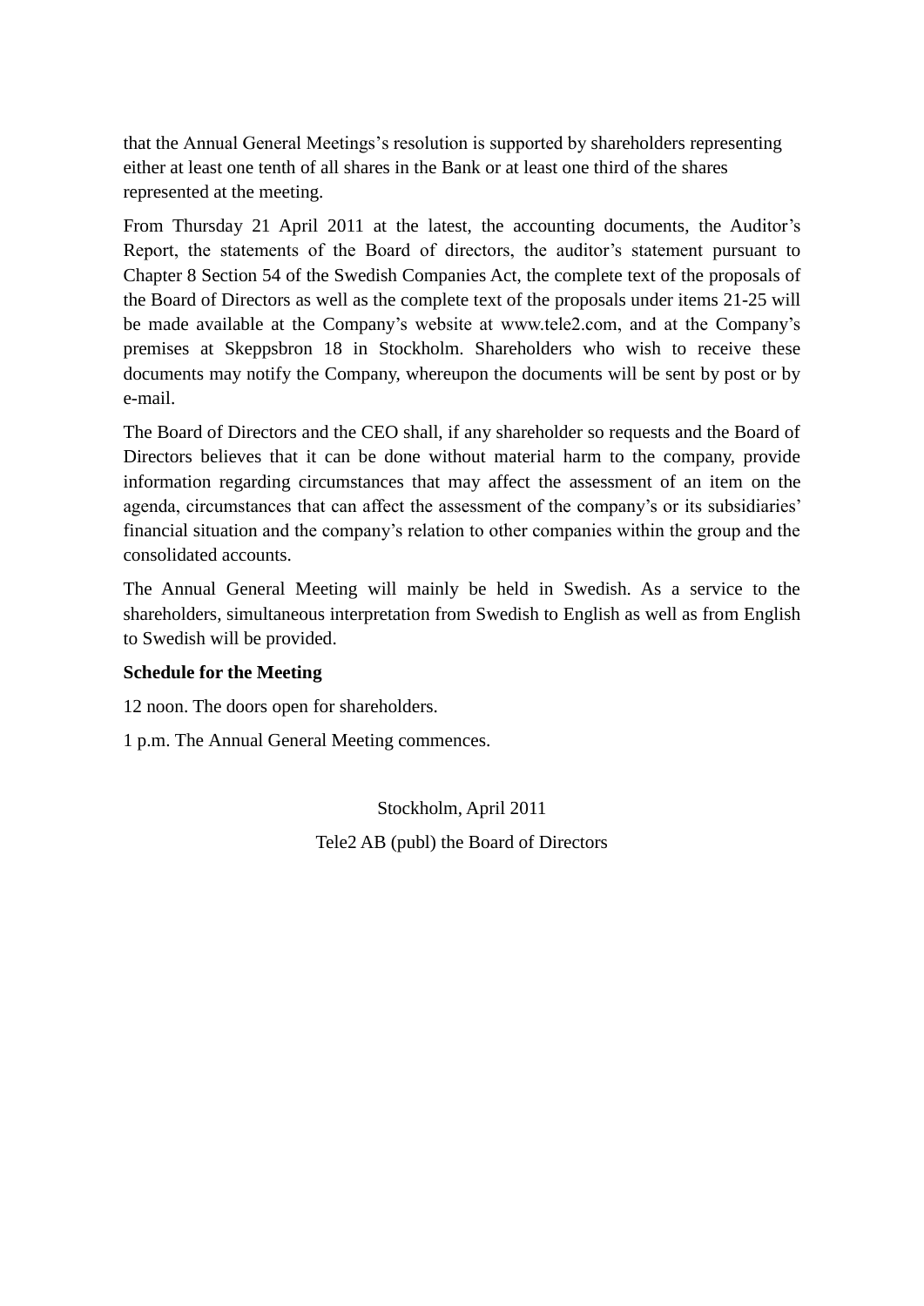that the Annual General Meetings's resolution is supported by shareholders representing either at least one tenth of all shares in the Bank or at least one third of the shares represented at the meeting.

From Thursday 21 April 2011 at the latest, the accounting documents, the Auditor's Report, the statements of the Board of directors, the auditor's statement pursuant to Chapter 8 Section 54 of the Swedish Companies Act, the complete text of the proposals of the Board of Directors as well as the complete text of the proposals under items 21-25 will be made available at the Company's website at www.tele2.com, and at the Company's premises at Skeppsbron 18 in Stockholm. Shareholders who wish to receive these documents may notify the Company, whereupon the documents will be sent by post or by e-mail.

The Board of Directors and the CEO shall, if any shareholder so requests and the Board of Directors believes that it can be done without material harm to the company, provide information regarding circumstances that may affect the assessment of an item on the agenda, circumstances that can affect the assessment of the company's or its subsidiaries' financial situation and the company's relation to other companies within the group and the consolidated accounts.

The Annual General Meeting will mainly be held in Swedish. As a service to the shareholders, simultaneous interpretation from Swedish to English as well as from English to Swedish will be provided.

**Schedule for the Meeting**

12 noon. The doors open for shareholders.

1 p.m. The Annual General Meeting commences.

Stockholm, April 2011

Tele2 AB (publ) the Board of Directors